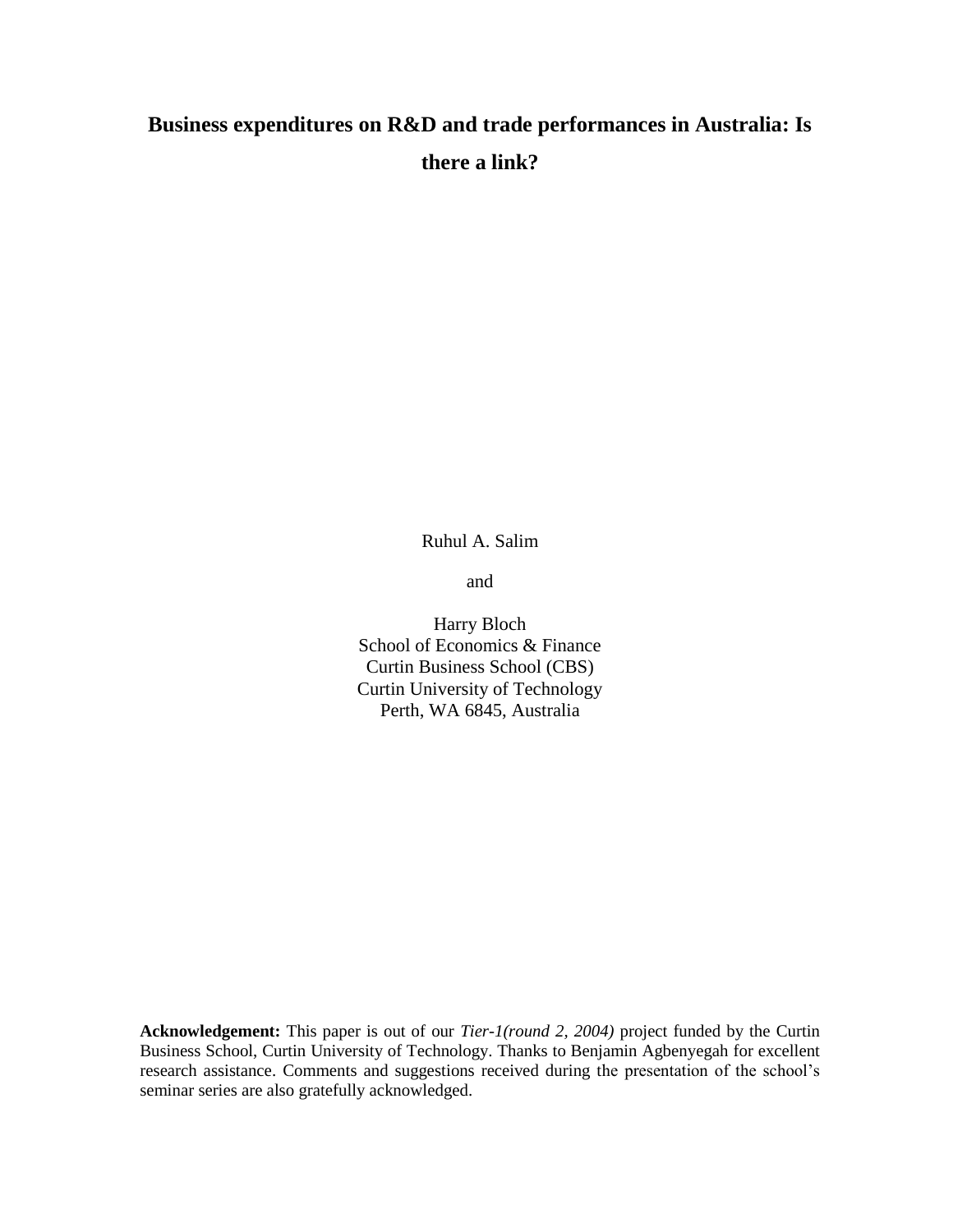# Business expenditures on R&D and trade performances in Australia: Is there a link?

Ruhul A. Salim

and

Harry Bloch  
School of Economics & Finance  
Curtin Business School (CBS)  
Curtin University of Technology  
Perth, WA 6845, Australia

**Acknowledgement:** This paper is out of our *Tier-1(round 2, 2004)* project funded by the Curtin Business School, Curtin University of Technology. Thanks to Benjamin Agbenyegah for excellent research assistance. Comments and suggestions received during the presentation of the school's seminar series are also gratefully acknowledged.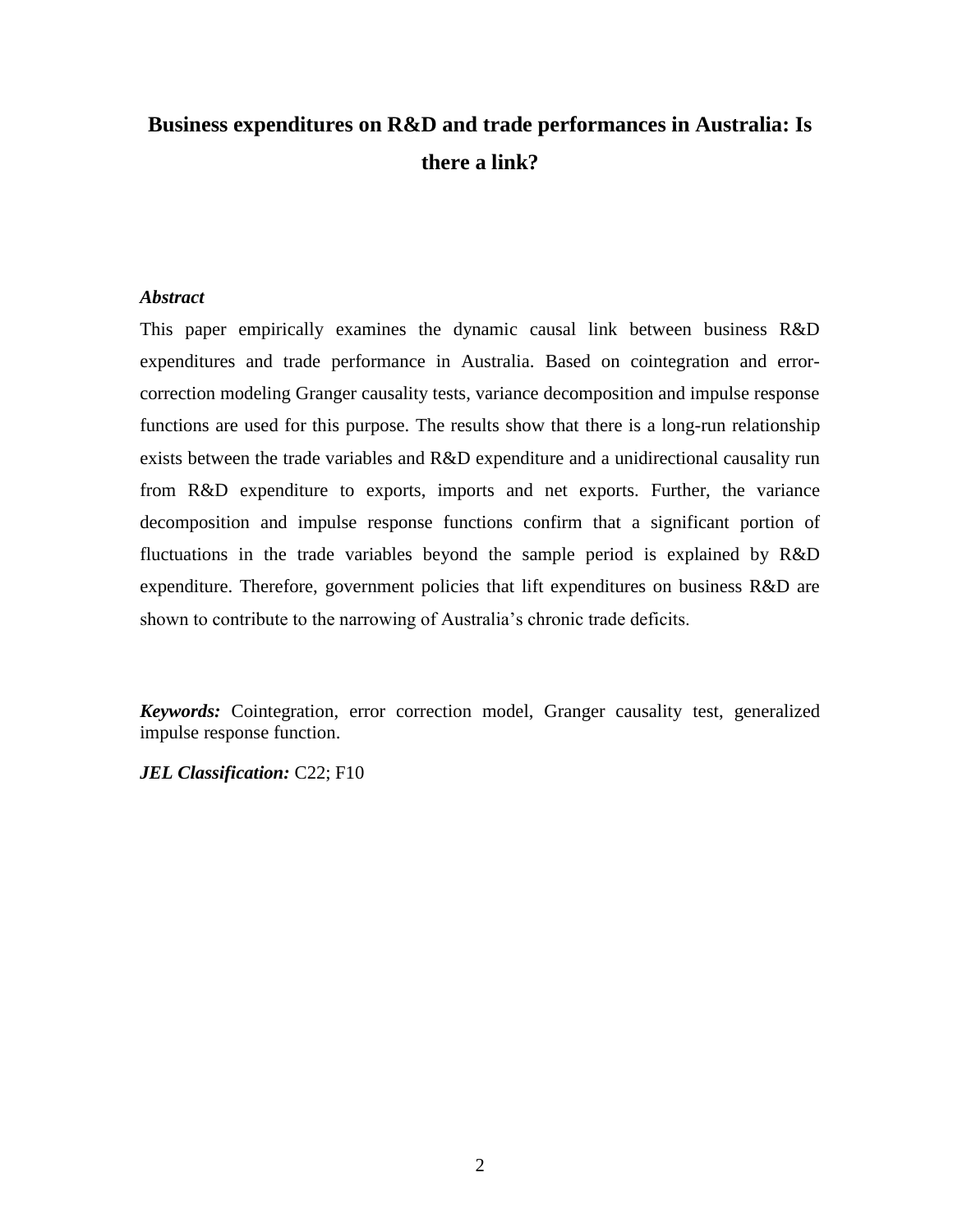# Business expenditures on R&D and trade performances in Australia: Is there a link?

***Abstract***

This paper empirically examines the dynamic causal link between business R&D expenditures and trade performance in Australia. Based on cointegration and error-correction modeling Granger causality tests, variance decomposition and impulse response functions are used for this purpose. The results show that there is a long-run relationship exists between the trade variables and R&D expenditure and a unidirectional causality run from R&D expenditure to exports, imports and net exports. Further, the variance decomposition and impulse response functions confirm that a significant portion of fluctuations in the trade variables beyond the sample period is explained by R&D expenditure. Therefore, government policies that lift expenditures on business R&D are shown to contribute to the narrowing of Australia's chronic trade deficits.

***Keywords:*** Cointegration, error correction model, Granger causality test, generalized impulse response function.

***JEL Classification:*** C22; F10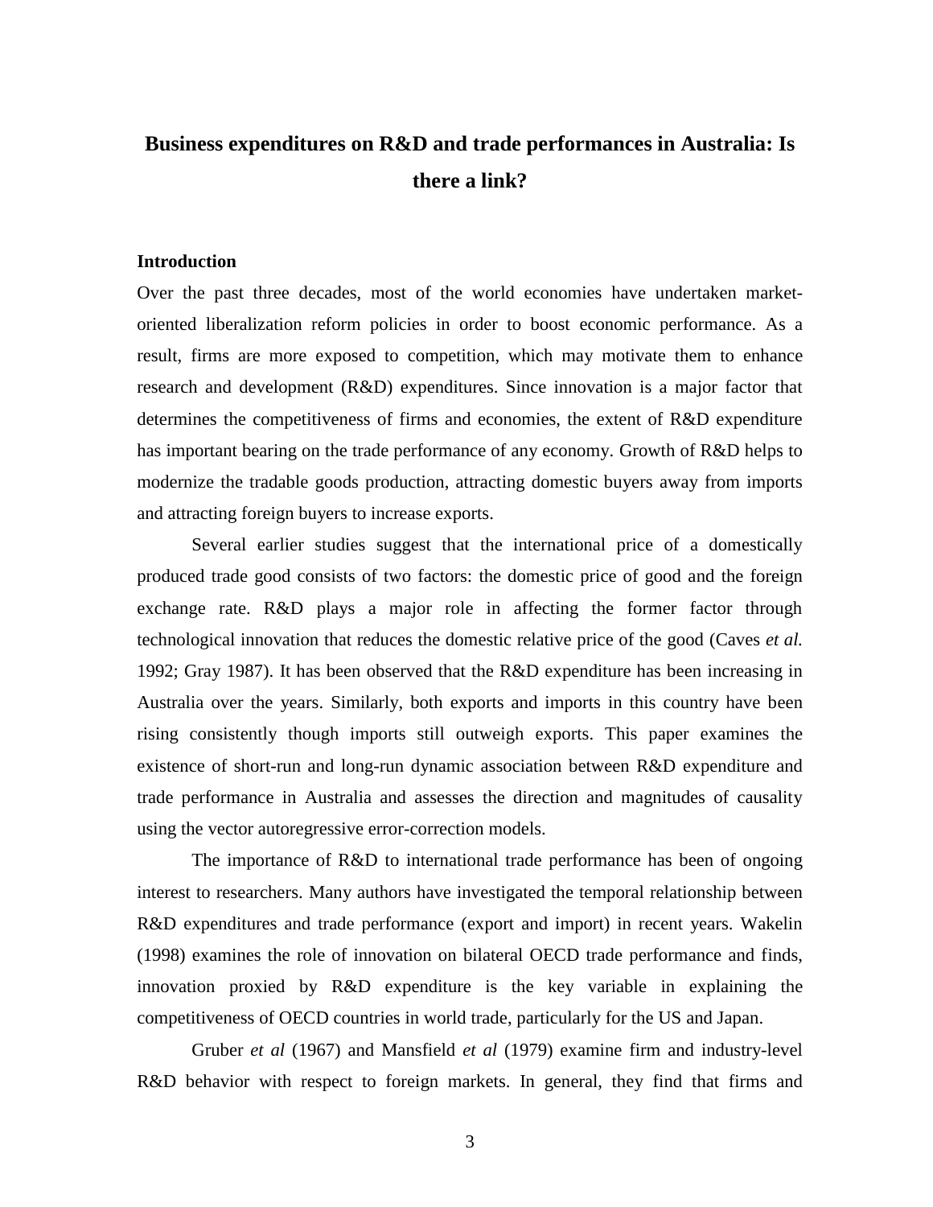# Business expenditures on R&D and trade performances in Australia: Is there a link?

## Introduction

Over the past three decades, most of the world economies have undertaken market-oriented liberalization reform policies in order to boost economic performance. As a result, firms are more exposed to competition, which may motivate them to enhance research and development (R&D) expenditures. Since innovation is a major factor that determines the competitiveness of firms and economies, the extent of R&D expenditure has important bearing on the trade performance of any economy. Growth of R&D helps to modernize the tradable goods production, attracting domestic buyers away from imports and attracting foreign buyers to increase exports.

Several earlier studies suggest that the international price of a domestically produced trade good consists of two factors: the domestic price of good and the foreign exchange rate. R&D plays a major role in affecting the former factor through technological innovation that reduces the domestic relative price of the good (Caves *et al.* 1992; Gray 1987). It has been observed that the R&D expenditure has been increasing in Australia over the years. Similarly, both exports and imports in this country have been rising consistently though imports still outweigh exports. This paper examines the existence of short-run and long-run dynamic association between R&D expenditure and trade performance in Australia and assesses the direction and magnitudes of causality using the vector autoregressive error-correction models.

The importance of R&D to international trade performance has been of ongoing interest to researchers. Many authors have investigated the temporal relationship between R&D expenditures and trade performance (export and import) in recent years. Wakelin (1998) examines the role of innovation on bilateral OECD trade performance and finds, innovation proxied by R&D expenditure is the key variable in explaining the competitiveness of OECD countries in world trade, particularly for the US and Japan.

Gruber *et al* (1967) and Mansfield *et al* (1979) examine firm and industry-level R&D behavior with respect to foreign markets. In general, they find that firms and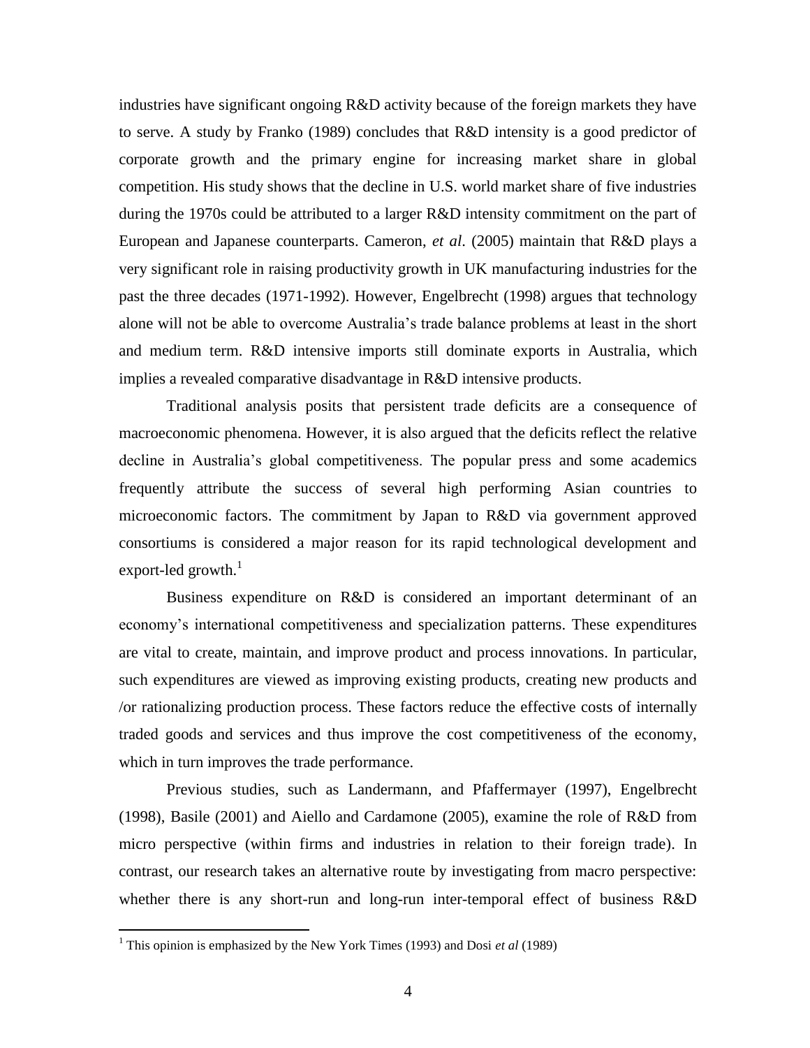industries have significant ongoing R&D activity because of the foreign markets they have to serve. A study by Franko (1989) concludes that R&D intensity is a good predictor of corporate growth and the primary engine for increasing market share in global competition. His study shows that the decline in U.S. world market share of five industries during the 1970s could be attributed to a larger R&D intensity commitment on the part of European and Japanese counterparts. Cameron, *et al*. (2005) maintain that R&D plays a very significant role in raising productivity growth in UK manufacturing industries for the past the three decades (1971-1992). However, Engelbrecht (1998) argues that technology alone will not be able to overcome Australia's trade balance problems at least in the short and medium term. R&D intensive imports still dominate exports in Australia, which implies a revealed comparative disadvantage in R&D intensive products.

Traditional analysis posits that persistent trade deficits are a consequence of macroeconomic phenomena. However, it is also argued that the deficits reflect the relative decline in Australia's global competitiveness. The popular press and some academics frequently attribute the success of several high performing Asian countries to microeconomic factors. The commitment by Japan to R&D via government approved consortiums is considered a major reason for its rapid technological development and export-led growth.[1]

Business expenditure on R&D is considered an important determinant of an economy's international competitiveness and specialization patterns. These expenditures are vital to create, maintain, and improve product and process innovations. In particular, such expenditures are viewed as improving existing products, creating new products and /or rationalizing production process. These factors reduce the effective costs of internally traded goods and services and thus improve the cost competitiveness of the economy, which in turn improves the trade performance.

Previous studies, such as Landermann, and Pfaffermayer (1997), Engelbrecht (1998), Basile (2001) and Aiello and Cardamone (2005), examine the role of R&D from micro perspective (within firms and industries in relation to their foreign trade). In contrast, our research takes an alternative route by investigating from macro perspective: whether there is any short-run and long-run inter-temporal effect of business R&D

[1] This opinion is emphasized by the New York Times (1993) and Dosi *et al* (1989)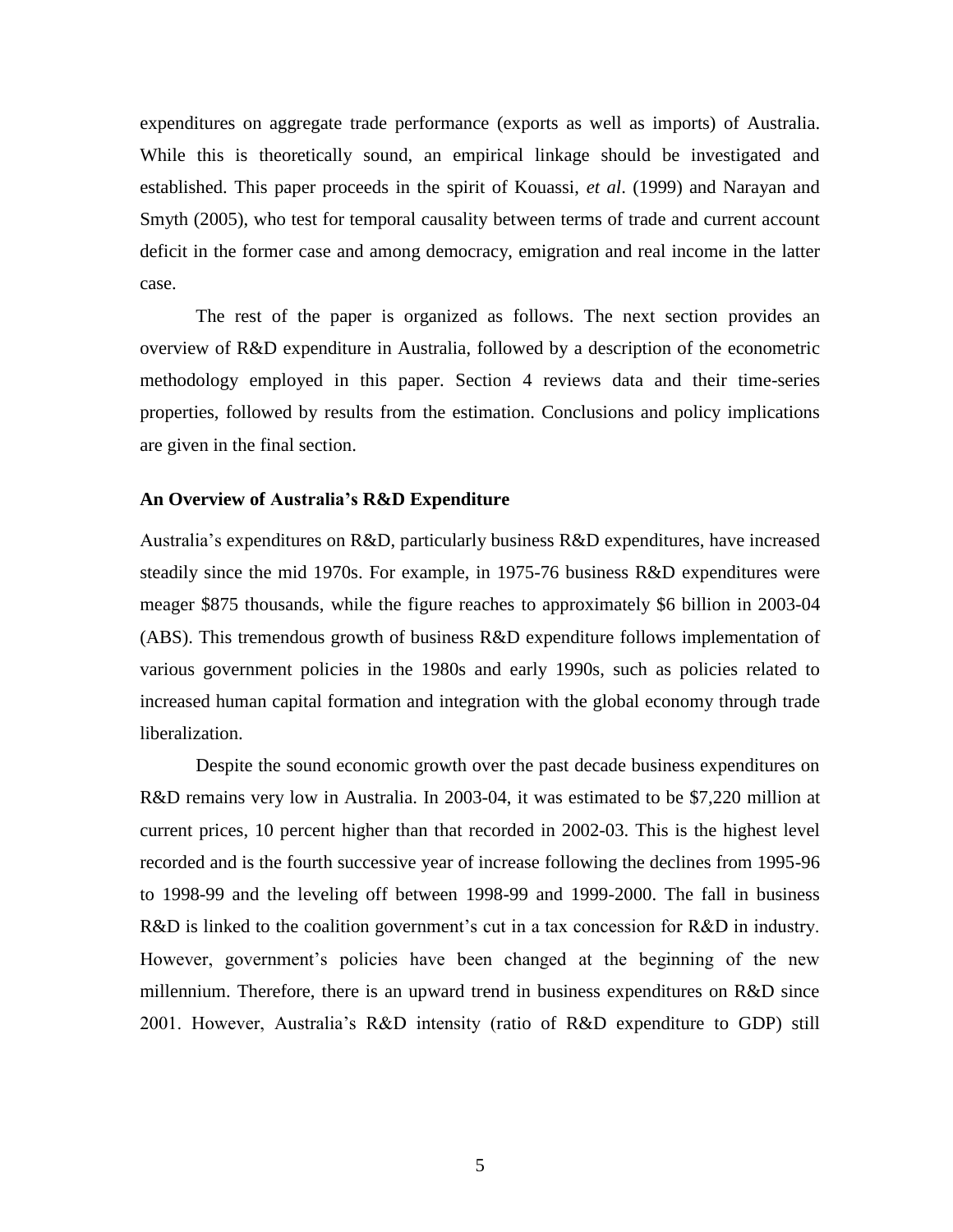expenditures on aggregate trade performance (exports as well as imports) of Australia. While this is theoretically sound, an empirical linkage should be investigated and established. This paper proceeds in the spirit of Kouassi, *et al*. (1999) and Narayan and Smyth (2005), who test for temporal causality between terms of trade and current account deficit in the former case and among democracy, emigration and real income in the latter case.

The rest of the paper is organized as follows. The next section provides an overview of R&D expenditure in Australia, followed by a description of the econometric methodology employed in this paper. Section 4 reviews data and their time-series properties, followed by results from the estimation. Conclusions and policy implications are given in the final section.

## An Overview of Australia's R&D Expenditure

Australia's expenditures on R&D, particularly business R&D expenditures, have increased steadily since the mid 1970s. For example, in 1975-76 business R&D expenditures were meager $875 thousands, while the figure reaches to approximately $6 billion in 2003-04 (ABS). This tremendous growth of business R&D expenditure follows implementation of various government policies in the 1980s and early 1990s, such as policies related to increased human capital formation and integration with the global economy through trade liberalization.

Despite the sound economic growth over the past decade business expenditures on R&D remains very low in Australia. In 2003-04, it was estimated to be $7,220 million at current prices, 10 percent higher than that recorded in 2002-03. This is the highest level recorded and is the fourth successive year of increase following the declines from 1995-96 to 1998-99 and the leveling off between 1998-99 and 1999-2000. The fall in business R&D is linked to the coalition government's cut in a tax concession for R&D in industry. However, government's policies have been changed at the beginning of the new millennium. Therefore, there is an upward trend in business expenditures on R&D since 2001. However, Australia's R&D intensity (ratio of R&D expenditure to GDP) still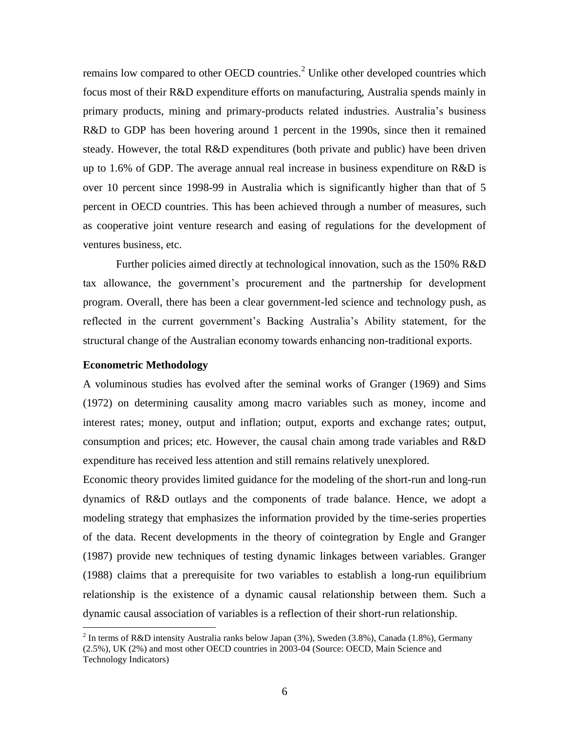remains low compared to other OECD countries.[2] Unlike other developed countries which focus most of their R&D expenditure efforts on manufacturing, Australia spends mainly in primary products, mining and primary-products related industries. Australia's business R&D to GDP has been hovering around 1 percent in the 1990s, since then it remained steady. However, the total R&D expenditures (both private and public) have been driven up to 1.6% of GDP. The average annual real increase in business expenditure on R&D is over 10 percent since 1998-99 in Australia which is significantly higher than that of 5 percent in OECD countries. This has been achieved through a number of measures, such as cooperative joint venture research and easing of regulations for the development of ventures business, etc.

Further policies aimed directly at technological innovation, such as the 150% R&D tax allowance, the government's procurement and the partnership for development program. Overall, there has been a clear government-led science and technology push, as reflected in the current government's Backing Australia's Ability statement, for the structural change of the Australian economy towards enhancing non-traditional exports.

**Econometric Methodology**

A voluminous studies has evolved after the seminal works of Granger (1969) and Sims (1972) on determining causality among macro variables such as money, income and interest rates; money, output and inflation; output, exports and exchange rates; output, consumption and prices; etc. However, the causal chain among trade variables and R&D expenditure has received less attention and still remains relatively unexplored.

Economic theory provides limited guidance for the modeling of the short-run and long-run dynamics of R&D outlays and the components of trade balance. Hence, we adopt a modeling strategy that emphasizes the information provided by the time-series properties of the data. Recent developments in the theory of cointegration by Engle and Granger (1987) provide new techniques of testing dynamic linkages between variables. Granger (1988) claims that a prerequisite for two variables to establish a long-run equilibrium relationship is the existence of a dynamic causal relationship between them. Such a dynamic causal association of variables is a reflection of their short-run relationship.

[2] In terms of R&D intensity Australia ranks below Japan (3%), Sweden (3.8%), Canada (1.8%), Germany (2.5%), UK (2%) and most other OECD countries in 2003-04 (Source: OECD, Main Science and Technology Indicators)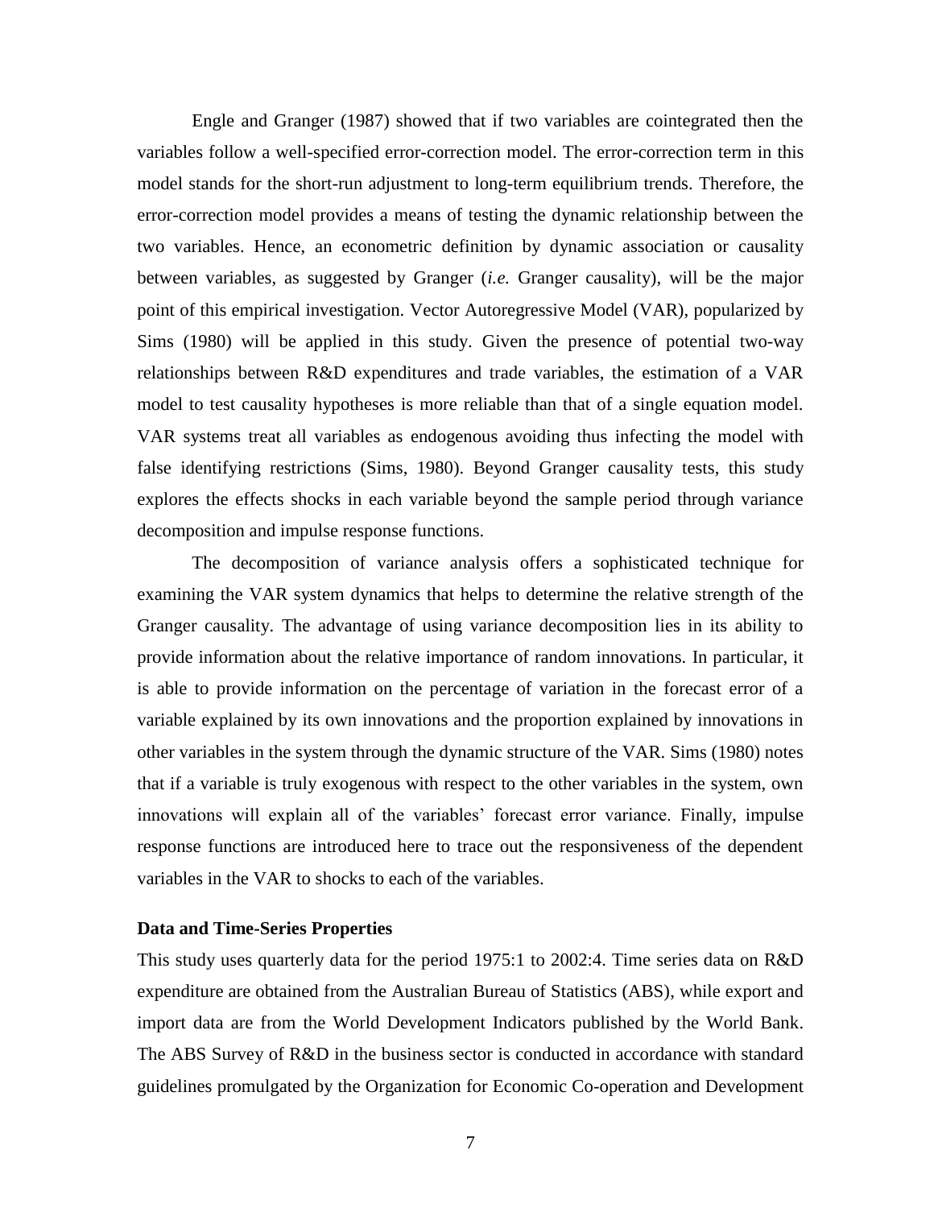Engle and Granger (1987) showed that if two variables are cointegrated then the variables follow a well-specified error-correction model. The error-correction term in this model stands for the short-run adjustment to long-term equilibrium trends. Therefore, the error-correction model provides a means of testing the dynamic relationship between the two variables. Hence, an econometric definition by dynamic association or causality between variables, as suggested by Granger (*i.e.* Granger causality), will be the major point of this empirical investigation. Vector Autoregressive Model (VAR), popularized by Sims (1980) will be applied in this study. Given the presence of potential two-way relationships between R&D expenditures and trade variables, the estimation of a VAR model to test causality hypotheses is more reliable than that of a single equation model. VAR systems treat all variables as endogenous avoiding thus infecting the model with false identifying restrictions (Sims, 1980). Beyond Granger causality tests, this study explores the effects shocks in each variable beyond the sample period through variance decomposition and impulse response functions.

The decomposition of variance analysis offers a sophisticated technique for examining the VAR system dynamics that helps to determine the relative strength of the Granger causality. The advantage of using variance decomposition lies in its ability to provide information about the relative importance of random innovations. In particular, it is able to provide information on the percentage of variation in the forecast error of a variable explained by its own innovations and the proportion explained by innovations in other variables in the system through the dynamic structure of the VAR. Sims (1980) notes that if a variable is truly exogenous with respect to the other variables in the system, own innovations will explain all of the variables' forecast error variance. Finally, impulse response functions are introduced here to trace out the responsiveness of the dependent variables in the VAR to shocks to each of the variables.

**Data and Time-Series Properties**

This study uses quarterly data for the period 1975:1 to 2002:4. Time series data on R&D expenditure are obtained from the Australian Bureau of Statistics (ABS), while export and import data are from the World Development Indicators published by the World Bank. The ABS Survey of R&D in the business sector is conducted in accordance with standard guidelines promulgated by the Organization for Economic Co-operation and Development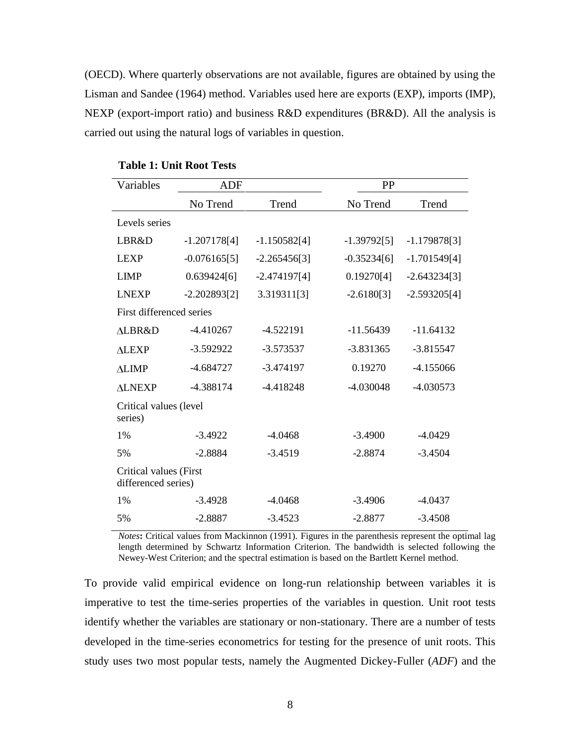(OECD). Where quarterly observations are not available, figures are obtained by using the Lisman and Sandee (1964) method. Variables used here are exports (EXP), imports (IMP), NEXP (export-import ratio) and business R&D expenditures (BR&D). All the analysis is carried out using the natural logs of variables in question.

**Table 1: Unit Root Tests**

| Variables | ADF | | PP | |
|---|---|---|---|---|
| | No Trend | Trend | No Trend | Trend |
| Levels series | | | | |
| LBR&D | -1.207178[4] | -1.150582[4] | -1.39792[5] | -1.179878[3] |
| LEXP | -0.076165[5] | -2.265456[3] | -0.35234[6] | -1.701549[4] |
| LIMP | 0.639424[6] | -2.474197[4] | 0.19270[4] | -2.643234[3] |
| LNEXP | -2.202893[2] | 3.319311[3] | -2.6180[3] | -2.593205[4] |
| First differenced series | | | | |
| ΔLBR&D | -4.410267 | -4.522191 | -11.56439 | -11.64132 |
| ΔLEXP | -3.592922 | -3.573537 | -3.831365 | -3.815547 |
| ΔLIMP | -4.684727 | -3.474197 | 0.19270 | -4.155066 |
| ΔLNEXP | -4.388174 | -4.418248 | -4.030048 | -4.030573 |
| Critical values (level series) | | | | |
| 1% | -3.4922 | -4.0468 | -3.4900 | -4.0429 |
| 5% | -2.8884 | -3.4519 | -2.8874 | -3.4504 |
| Critical values (First differenced series) | | | | |
| 1% | -3.4928 | -4.0468 | -3.4906 | -4.0437 |
| 5% | -2.8887 | -3.4523 | -2.8877 | -3.4508 |

*Notes***:** Critical values from Mackinnon (1991). Figures in the parenthesis represent the optimal lag length determined by Schwartz Information Criterion. The bandwidth is selected following the Newey-West Criterion; and the spectral estimation is based on the Bartlett Kernel method.

To provide valid empirical evidence on long-run relationship between variables it is imperative to test the time-series properties of the variables in question. Unit root tests identify whether the variables are stationary or non-stationary. There are a number of tests developed in the time-series econometrics for testing for the presence of unit roots. This study uses two most popular tests, namely the Augmented Dickey-Fuller (*ADF*) and the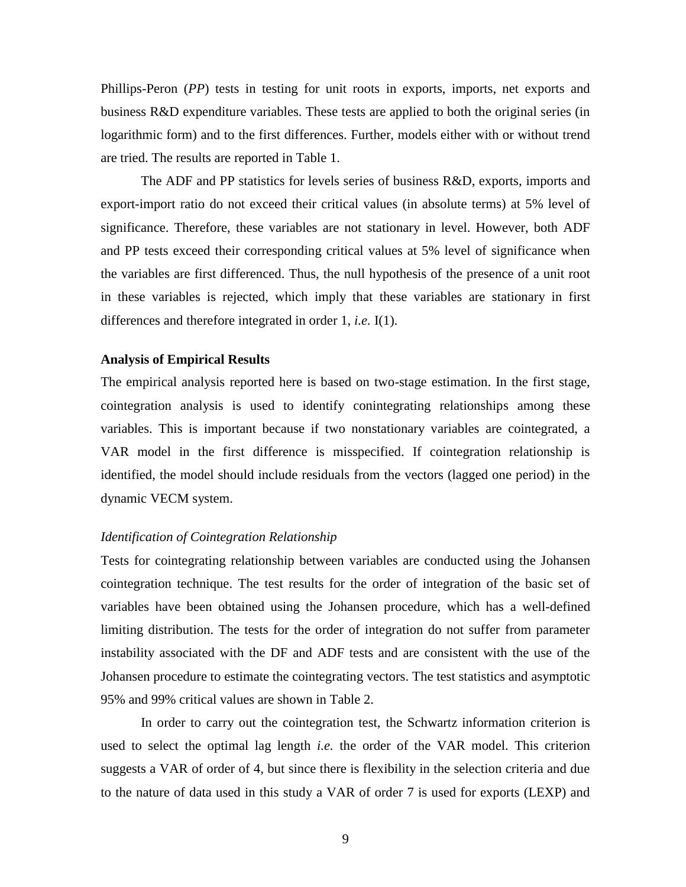Phillips-Peron (*PP*) tests in testing for unit roots in exports, imports, net exports and business R&D expenditure variables. These tests are applied to both the original series (in logarithmic form) and to the first differences. Further, models either with or without trend are tried. The results are reported in Table 1.

The ADF and PP statistics for levels series of business R&D, exports, imports and export-import ratio do not exceed their critical values (in absolute terms) at 5% level of significance. Therefore, these variables are not stationary in level. However, both ADF and PP tests exceed their corresponding critical values at 5% level of significance when the variables are first differenced. Thus, the null hypothesis of the presence of a unit root in these variables is rejected, which imply that these variables are stationary in first differences and therefore integrated in order 1, *i.e.* I(1).

**Analysis of Empirical Results**

The empirical analysis reported here is based on two-stage estimation. In the first stage, cointegration analysis is used to identify conintegrating relationships among these variables. This is important because if two nonstationary variables are cointegrated, a VAR model in the first difference is misspecified. If cointegration relationship is identified, the model should include residuals from the vectors (lagged one period) in the dynamic VECM system.

*Identification of Cointegration Relationship*

Tests for cointegrating relationship between variables are conducted using the Johansen cointegration technique. The test results for the order of integration of the basic set of variables have been obtained using the Johansen procedure, which has a well-defined limiting distribution. The tests for the order of integration do not suffer from parameter instability associated with the DF and ADF tests and are consistent with the use of the Johansen procedure to estimate the cointegrating vectors. The test statistics and asymptotic 95% and 99% critical values are shown in Table 2.

In order to carry out the cointegration test, the Schwartz information criterion is used to select the optimal lag length *i.e.* the order of the VAR model. This criterion suggests a VAR of order of 4, but since there is flexibility in the selection criteria and due to the nature of data used in this study a VAR of order 7 is used for exports (LEXP) and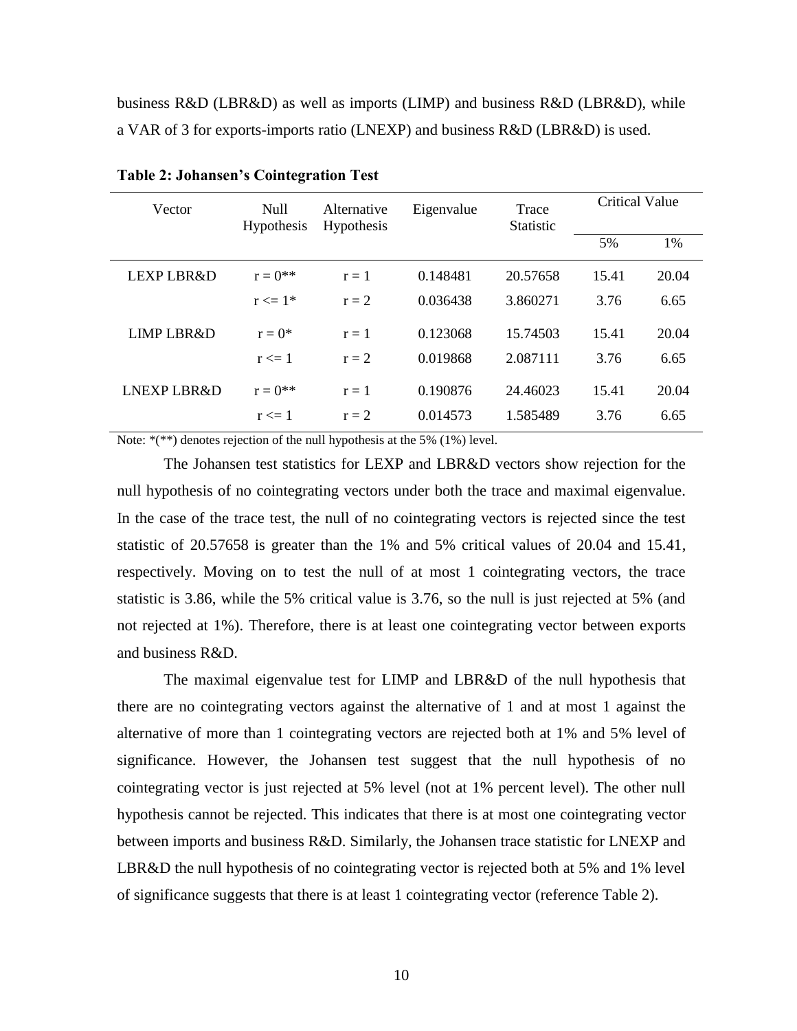business R&D (LBR&D) as well as imports (LIMP) and business R&D (LBR&D), while a VAR of 3 for exports-imports ratio (LNEXP) and business R&D (LBR&D) is used.

**Table 2: Johansen's Cointegration Test**

| Vector | Null Hypothesis | Alternative Hypothesis | Eigenvalue | Trace Statistic | Critical Value | |
|---|---|---|---|---|---|---|
| | | | | | 5% | 1% |
| LEXP LBR&D | r = 0** | r = 1 | 0.148481 | 20.57658 | 15.41 | 20.04 |
| | r <= 1* | r = 2 | 0.036438 | 3.860271 | 3.76 | 6.65 |
| LIMP LBR&D | r = 0* | r = 1 | 0.123068 | 15.74503 | 15.41 | 20.04 |
| | r <= 1 | r = 2 | 0.019868 | 2.087111 | 3.76 | 6.65 |
| LNEXP LBR&D | r = 0** | r = 1 | 0.190876 | 24.46023 | 15.41 | 20.04 |
| | r <= 1 | r = 2 | 0.014573 | 1.585489 | 3.76 | 6.65 |

Note: *(**) denotes rejection of the null hypothesis at the 5% (1%) level.

The Johansen test statistics for LEXP and LBR&D vectors show rejection for the null hypothesis of no cointegrating vectors under both the trace and maximal eigenvalue. In the case of the trace test, the null of no cointegrating vectors is rejected since the test statistic of 20.57658 is greater than the 1% and 5% critical values of 20.04 and 15.41, respectively. Moving on to test the null of at most 1 cointegrating vectors, the trace statistic is 3.86, while the 5% critical value is 3.76, so the null is just rejected at 5% (and not rejected at 1%). Therefore, there is at least one cointegrating vector between exports and business R&D.

The maximal eigenvalue test for LIMP and LBR&D of the null hypothesis that there are no cointegrating vectors against the alternative of 1 and at most 1 against the alternative of more than 1 cointegrating vectors are rejected both at 1% and 5% level of significance. However, the Johansen test suggest that the null hypothesis of no cointegrating vector is just rejected at 5% level (not at 1% percent level). The other null hypothesis cannot be rejected. This indicates that there is at most one cointegrating vector between imports and business R&D. Similarly, the Johansen trace statistic for LNEXP and LBR&D the null hypothesis of no cointegrating vector is rejected both at 5% and 1% level of significance suggests that there is at least 1 cointegrating vector (reference Table 2).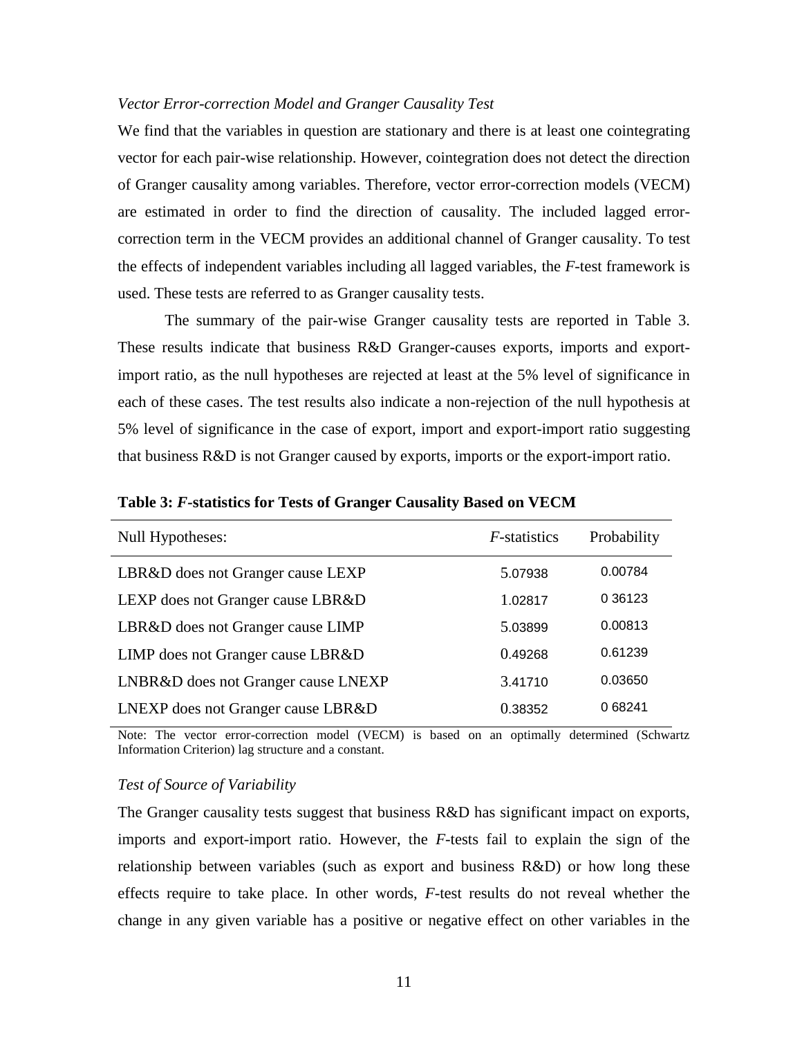*Vector Error-correction Model and Granger Causality Test*

We find that the variables in question are stationary and there is at least one cointegrating vector for each pair-wise relationship. However, cointegration does not detect the direction of Granger causality among variables. Therefore, vector error-correction models (VECM) are estimated in order to find the direction of causality. The included lagged error-correction term in the VECM provides an additional channel of Granger causality. To test the effects of independent variables including all lagged variables, the *F*-test framework is used. These tests are referred to as Granger causality tests.

The summary of the pair-wise Granger causality tests are reported in Table 3. These results indicate that business R&D Granger-causes exports, imports and export-import ratio, as the null hypotheses are rejected at least at the 5% level of significance in each of these cases. The test results also indicate a non-rejection of the null hypothesis at 5% level of significance in the case of export, import and export-import ratio suggesting that business R&D is not Granger caused by exports, imports or the export-import ratio.

**Table 3: *F*-statistics for Tests of Granger Causality Based on VECM**

| Null Hypotheses: | *F*-statistics | Probability |
|---|---|---|
| LBR&D does not Granger cause LEXP | 5.07938 | 0.00784 |
| LEXP does not Granger cause LBR&D | 1.02817 | 0 36123 |
| LBR&D does not Granger cause LIMP | 5.03899 | 0.00813 |
| LIMP does not Granger cause LBR&D | 0.49268 | 0.61239 |
| LNBR&D does not Granger cause LNEXP | 3.41710 | 0.03650 |
| LNEXP does not Granger cause LBR&D | 0.38352 | 0 68241 |

Note: The vector error-correction model (VECM) is based on an optimally determined (Schwartz Information Criterion) lag structure and a constant.

*Test of Source of Variability*

The Granger causality tests suggest that business R&D has significant impact on exports, imports and export-import ratio. However, the *F*-tests fail to explain the sign of the relationship between variables (such as export and business R&D) or how long these effects require to take place. In other words, *F*-test results do not reveal whether the change in any given variable has a positive or negative effect on other variables in the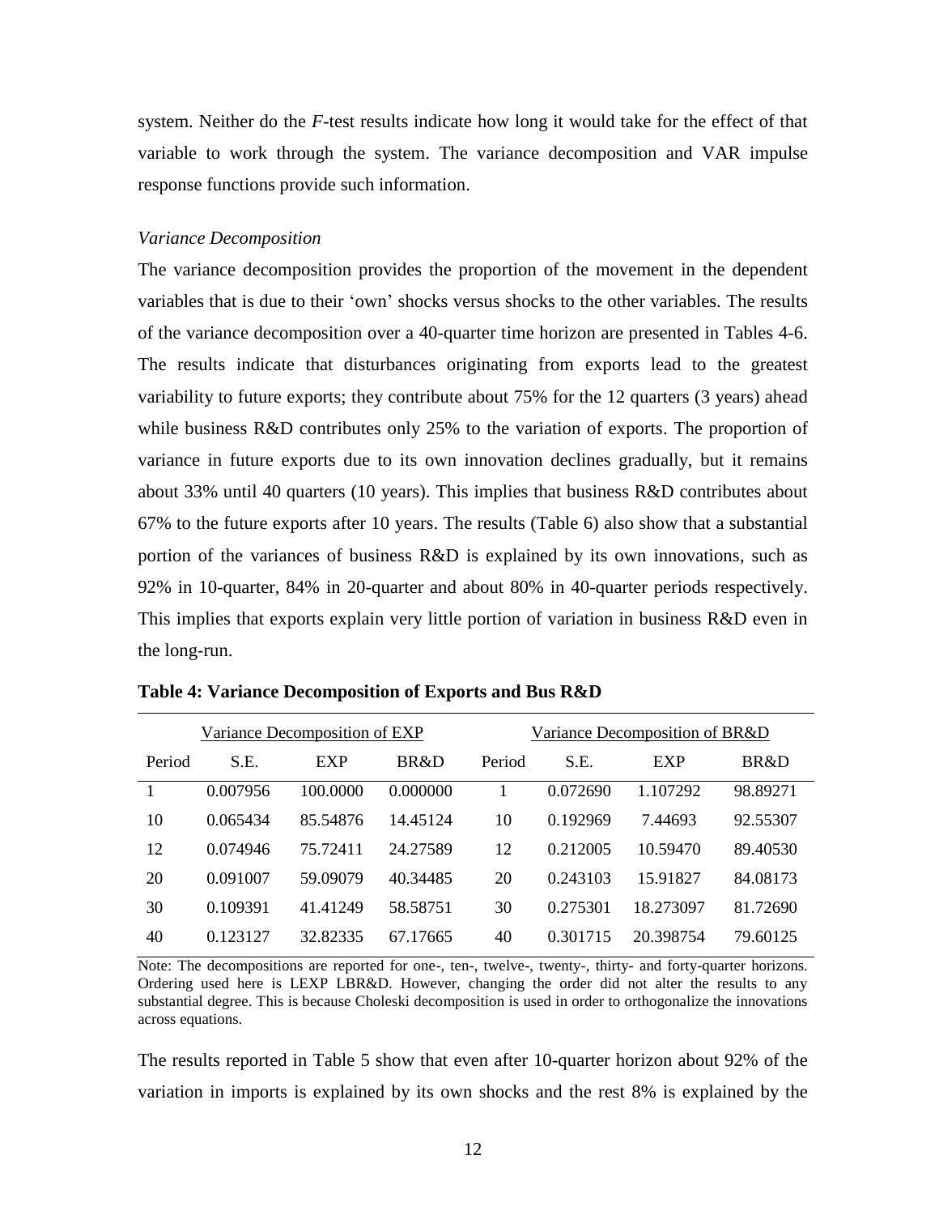system. Neither do the *F*-test results indicate how long it would take for the effect of that variable to work through the system. The variance decomposition and VAR impulse response functions provide such information.

*Variance Decomposition*

The variance decomposition provides the proportion of the movement in the dependent variables that is due to their 'own' shocks versus shocks to the other variables. The results of the variance decomposition over a 40-quarter time horizon are presented in Tables 4-6. The results indicate that disturbances originating from exports lead to the greatest variability to future exports; they contribute about 75% for the 12 quarters (3 years) ahead while business R&D contributes only 25% to the variation of exports. The proportion of variance in future exports due to its own innovation declines gradually, but it remains about 33% until 40 quarters (10 years). This implies that business R&D contributes about 67% to the future exports after 10 years. The results (Table 6) also show that a substantial portion of the variances of business R&D is explained by its own innovations, such as 92% in 10-quarter, 84% in 20-quarter and about 80% in 40-quarter periods respectively. This implies that exports explain very little portion of variation in business R&D even in the long-run.

**Table 4: Variance Decomposition of Exports and Bus R&D**

| Variance Decomposition of EXP | | | | Variance Decomposition of BR&D | | | |
|---|---|---|---|---|---|---|---|
| Period | S.E. | EXP | BR&D | Period | S.E. | EXP | BR&D |
| 1 | 0.007956 | 100.0000 | 0.000000 | 1 | 0.072690 | 1.107292 | 98.89271 |
| 10 | 0.065434 | 85.54876 | 14.45124 | 10 | 0.192969 | 7.44693 | 92.55307 |
| 12 | 0.074946 | 75.72411 | 24.27589 | 12 | 0.212005 | 10.59470 | 89.40530 |
| 20 | 0.091007 | 59.09079 | 40.34485 | 20 | 0.243103 | 15.91827 | 84.08173 |
| 30 | 0.109391 | 41.41249 | 58.58751 | 30 | 0.275301 | 18.273097 | 81.72690 |
| 40 | 0.123127 | 32.82335 | 67.17665 | 40 | 0.301715 | 20.398754 | 79.60125 |

Note: The decompositions are reported for one-, ten-, twelve-, twenty-, thirty- and forty-quarter horizons. Ordering used here is LEXP LBR&D. However, changing the order did not alter the results to any substantial degree. This is because Choleski decomposition is used in order to orthogonalize the innovations across equations.

The results reported in Table 5 show that even after 10-quarter horizon about 92% of the variation in imports is explained by its own shocks and the rest 8% is explained by the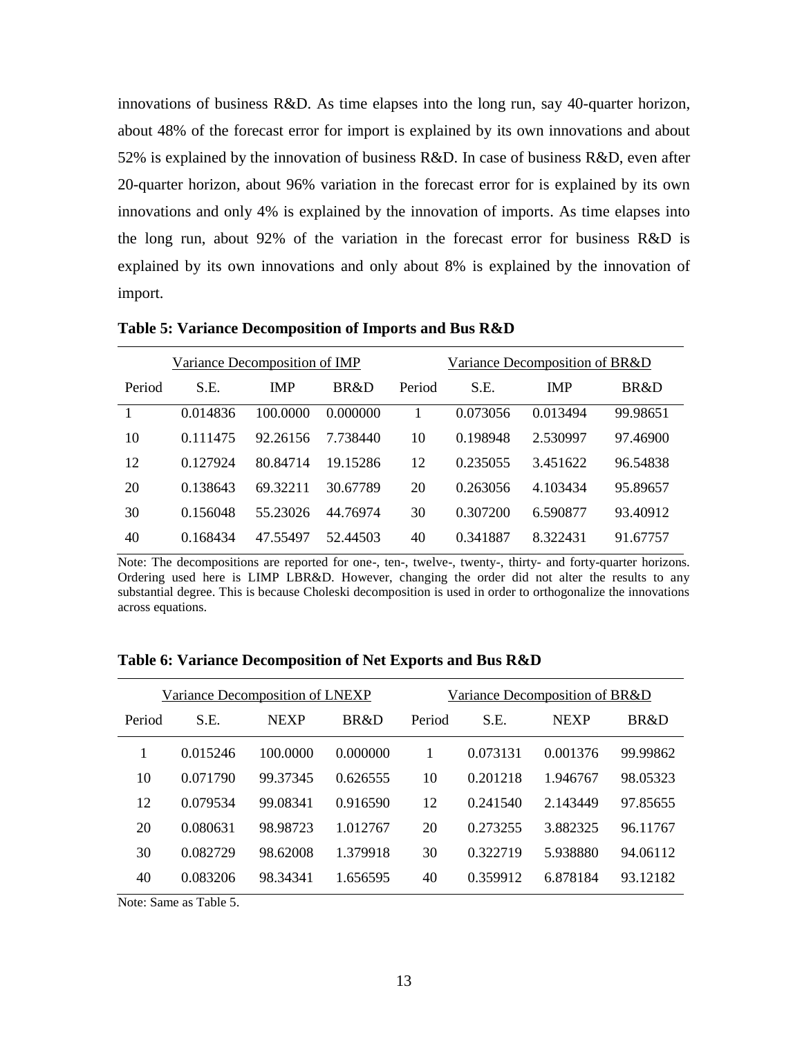innovations of business R&D. As time elapses into the long run, say 40-quarter horizon, about 48% of the forecast error for import is explained by its own innovations and about 52% is explained by the innovation of business R&D. In case of business R&D, even after 20-quarter horizon, about 96% variation in the forecast error for is explained by its own innovations and only 4% is explained by the innovation of imports. As time elapses into the long run, about 92% of the variation in the forecast error for business R&D is explained by its own innovations and only about 8% is explained by the innovation of import.

**Table 5: Variance Decomposition of Imports and Bus R&D**

| Variance Decomposition of IMP | | | | Variance Decomposition of BR&D | | | |
|---|---|---|---|---|---|---|---|
| Period | S.E. | IMP | BR&D | Period | S.E. | IMP | BR&D |
| 1 | 0.014836 | 100.0000 | 0.000000 | 1 | 0.073056 | 0.013494 | 99.98651 |
| 10 | 0.111475 | 92.26156 | 7.738440 | 10 | 0.198948 | 2.530997 | 97.46900 |
| 12 | 0.127924 | 80.84714 | 19.15286 | 12 | 0.235055 | 3.451622 | 96.54838 |
| 20 | 0.138643 | 69.32211 | 30.67789 | 20 | 0.263056 | 4.103434 | 95.89657 |
| 30 | 0.156048 | 55.23026 | 44.76974 | 30 | 0.307200 | 6.590877 | 93.40912 |
| 40 | 0.168434 | 47.55497 | 52.44503 | 40 | 0.341887 | 8.322431 | 91.67757 |

Note: The decompositions are reported for one-, ten-, twelve-, twenty-, thirty- and forty-quarter horizons. Ordering used here is LIMP LBR&D. However, changing the order did not alter the results to any substantial degree. This is because Choleski decomposition is used in order to orthogonalize the innovations across equations.

**Table 6: Variance Decomposition of Net Exports and Bus R&D**

| Variance Decomposition of LNEXP | | | | Variance Decomposition of BR&D | | | |
|---|---|---|---|---|---|---|---|
| Period | S.E. | NEXP | BR&D | Period | S.E. | NEXP | BR&D |
| 1 | 0.015246 | 100.0000 | 0.000000 | 1 | 0.073131 | 0.001376 | 99.99862 |
| 10 | 0.071790 | 99.37345 | 0.626555 | 10 | 0.201218 | 1.946767 | 98.05323 |
| 12 | 0.079534 | 99.08341 | 0.916590 | 12 | 0.241540 | 2.143449 | 97.85655 |
| 20 | 0.080631 | 98.98723 | 1.012767 | 20 | 0.273255 | 3.882325 | 96.11767 |
| 30 | 0.082729 | 98.62008 | 1.379918 | 30 | 0.322719 | 5.938880 | 94.06112 |
| 40 | 0.083206 | 98.34341 | 1.656595 | 40 | 0.359912 | 6.878184 | 93.12182 |

Note: Same as Table 5.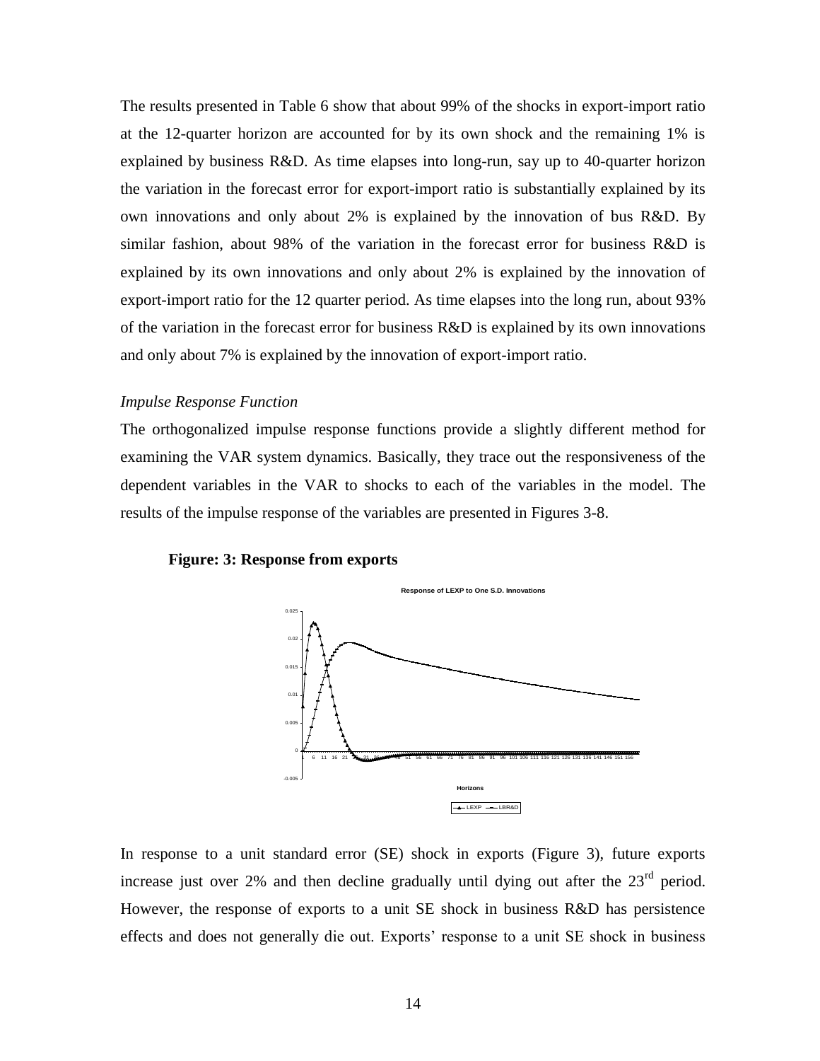The results presented in Table 6 show that about 99% of the shocks in export-import ratio at the 12-quarter horizon are accounted for by its own shock and the remaining 1% is explained by business R&D. As time elapses into long-run, say up to 40-quarter horizon the variation in the forecast error for export-import ratio is substantially explained by its own innovations and only about 2% is explained by the innovation of bus R&D. By similar fashion, about 98% of the variation in the forecast error for business R&D is explained by its own innovations and only about 2% is explained by the innovation of export-import ratio for the 12 quarter period. As time elapses into the long run, about 93% of the variation in the forecast error for business R&D is explained by its own innovations and only about 7% is explained by the innovation of export-import ratio.

*Impulse Response Function*

The orthogonalized impulse response functions provide a slightly different method for examining the VAR system dynamics. Basically, they trace out the responsiveness of the dependent variables in the VAR to shocks to each of the variables in the model. The results of the impulse response of the variables are presented in Figures 3-8.

**Figure: 3: Response from exports**

In response to a unit standard error (SE) shock in exports (Figure 3), future exports increase just over 2% and then decline gradually until dying out after the 23rd period. However, the response of exports to a unit SE shock in business R&D has persistence effects and does not generally die out. Exports' response to a unit SE shock in business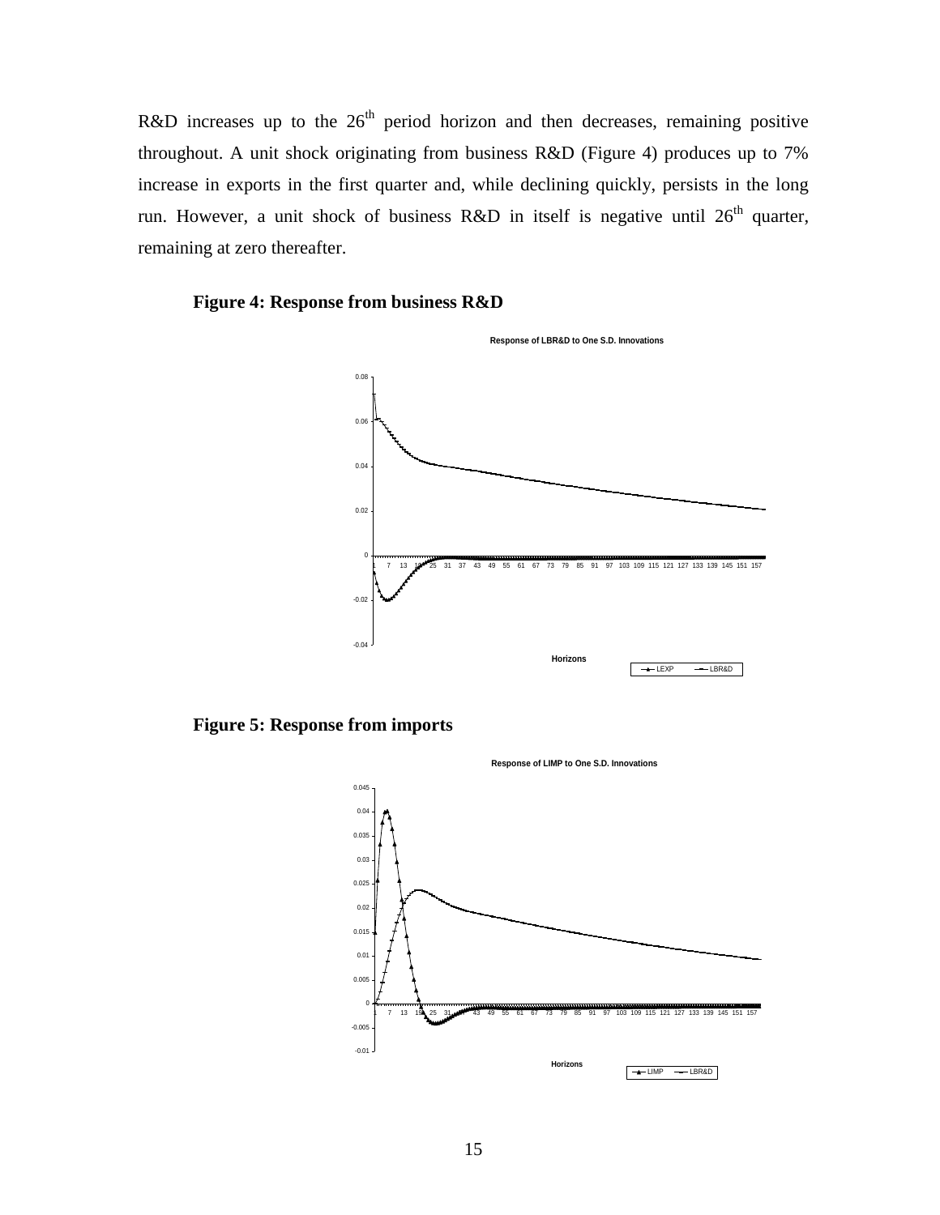R&D increases up to the 26th period horizon and then decreases, remaining positive throughout. A unit shock originating from business R&D (Figure 4) produces up to 7% increase in exports in the first quarter and, while declining quickly, persists in the long run. However, a unit shock of business R&D in itself is negative until 26th quarter, remaining at zero thereafter.

**Figure 4: Response from business R&D**

**Figure 5: Response from imports**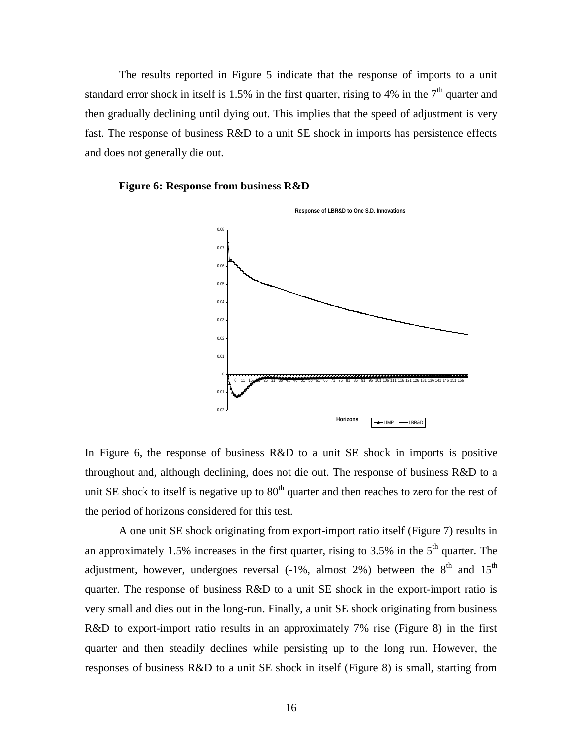The results reported in Figure 5 indicate that the response of imports to a unit standard error shock in itself is 1.5% in the first quarter, rising to 4% in the 7th quarter and then gradually declining until dying out. This implies that the speed of adjustment is very fast. The response of business R&D to a unit SE shock in imports has persistence effects and does not generally die out.

**Figure 6: Response from business R&D**

In Figure 6, the response of business R&D to a unit SE shock in imports is positive throughout and, although declining, does not die out. The response of business R&D to a unit SE shock to itself is negative up to 80th quarter and then reaches to zero for the rest of the period of horizons considered for this test.

A one unit SE shock originating from export-import ratio itself (Figure 7) results in an approximately 1.5% increases in the first quarter, rising to 3.5% in the 5th quarter. The adjustment, however, undergoes reversal (-1%, almost 2%) between the 8th and 15th quarter. The response of business R&D to a unit SE shock in the export-import ratio is very small and dies out in the long-run. Finally, a unit SE shock originating from business R&D to export-import ratio results in an approximately 7% rise (Figure 8) in the first quarter and then steadily declines while persisting up to the long run. However, the responses of business R&D to a unit SE shock in itself (Figure 8) is small, starting from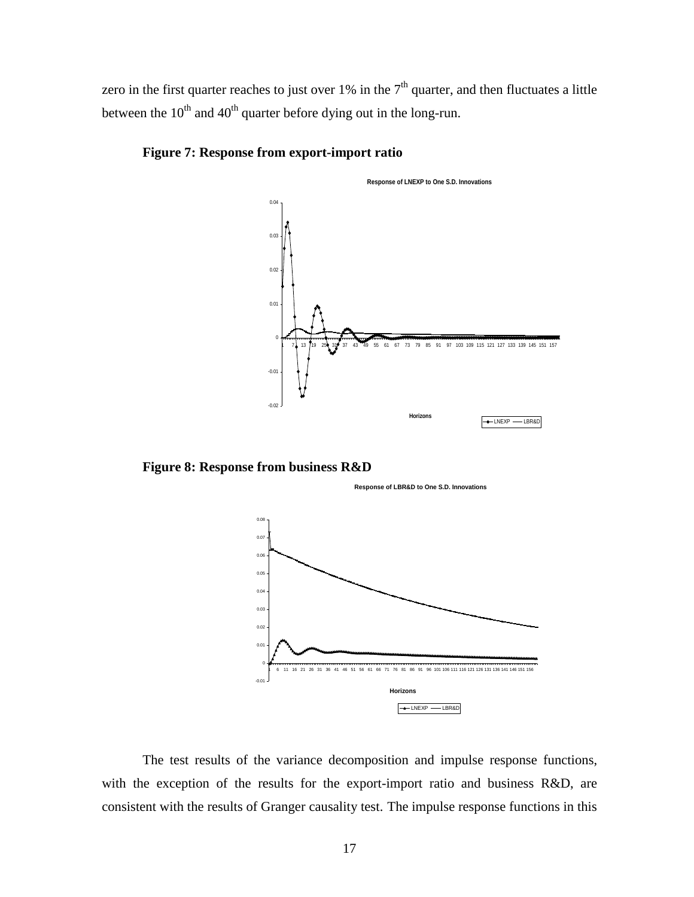zero in the first quarter reaches to just over 1% in the 7[th] quarter, and then fluctuates a little between the 10[th] and 40[th] quarter before dying out in the long-run.

**Figure 7: Response from export-import ratio**

**Figure 8: Response from business R&D**

The test results of the variance decomposition and impulse response functions, with the exception of the results for the export-import ratio and business R&D, are consistent with the results of Granger causality test. The impulse response functions in this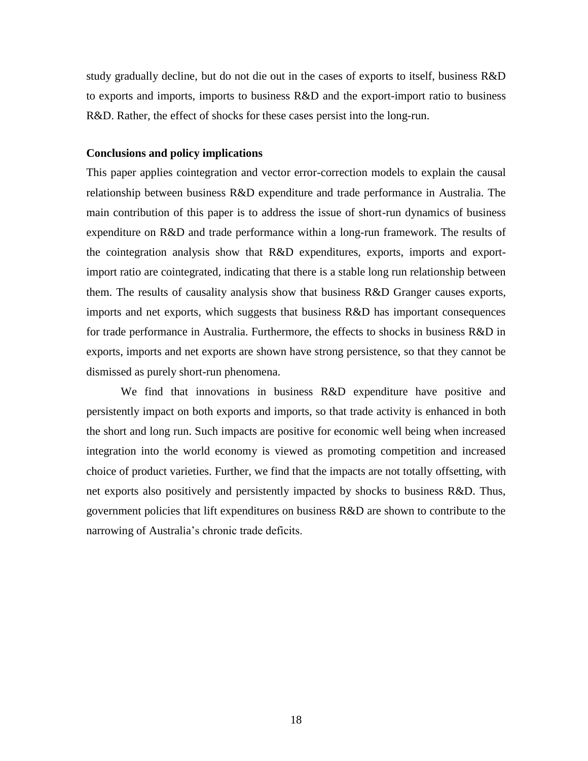study gradually decline, but do not die out in the cases of exports to itself, business R&D to exports and imports, imports to business R&D and the export-import ratio to business R&D. Rather, the effect of shocks for these cases persist into the long-run.

**Conclusions and policy implications**

This paper applies cointegration and vector error-correction models to explain the causal relationship between business R&D expenditure and trade performance in Australia. The main contribution of this paper is to address the issue of short-run dynamics of business expenditure on R&D and trade performance within a long-run framework. The results of the cointegration analysis show that R&D expenditures, exports, imports and export-import ratio are cointegrated, indicating that there is a stable long run relationship between them. The results of causality analysis show that business R&D Granger causes exports, imports and net exports, which suggests that business R&D has important consequences for trade performance in Australia. Furthermore, the effects to shocks in business R&D in exports, imports and net exports are shown have strong persistence, so that they cannot be dismissed as purely short-run phenomena.

We find that innovations in business R&D expenditure have positive and persistently impact on both exports and imports, so that trade activity is enhanced in both the short and long run. Such impacts are positive for economic well being when increased integration into the world economy is viewed as promoting competition and increased choice of product varieties. Further, we find that the impacts are not totally offsetting, with net exports also positively and persistently impacted by shocks to business R&D. Thus, government policies that lift expenditures on business R&D are shown to contribute to the narrowing of Australia's chronic trade deficits.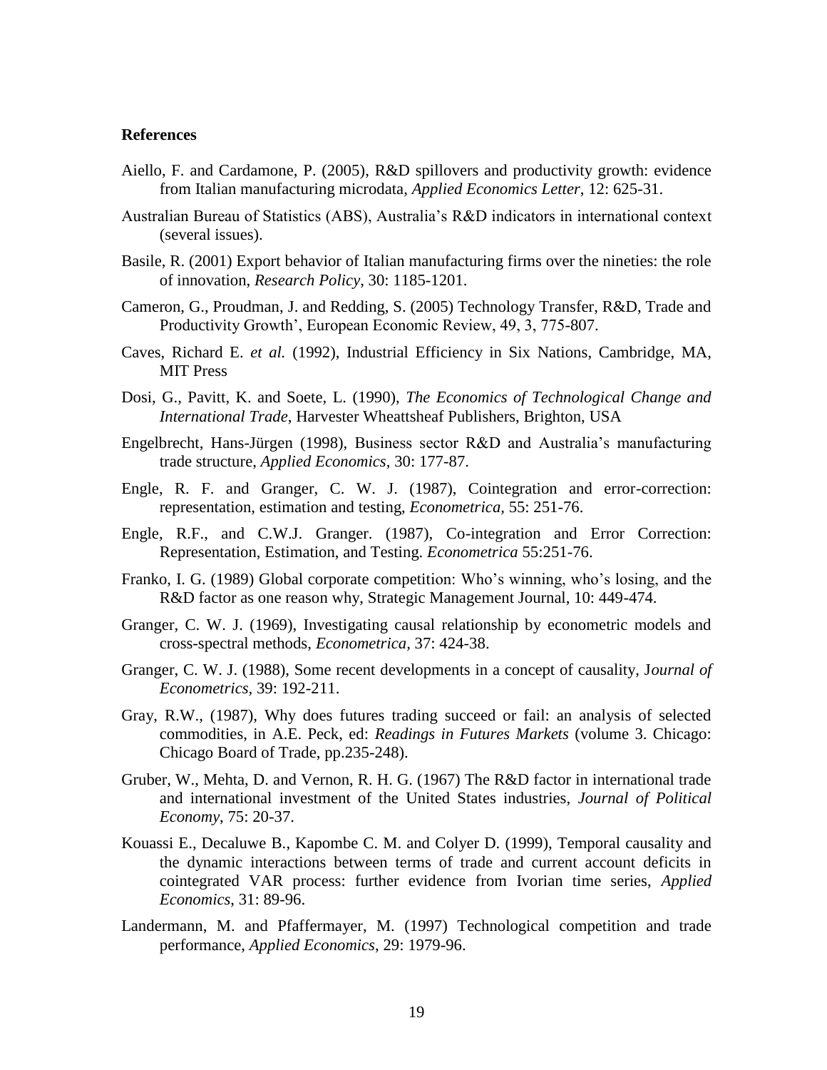**References**

Aiello, F. and Cardamone, P. (2005), R&D spillovers and productivity growth: evidence from Italian manufacturing microdata, *Applied Economics Letter*, 12: 625-31.

Australian Bureau of Statistics (ABS), Australia's R&D indicators in international context (several issues).

Basile, R. (2001) Export behavior of Italian manufacturing firms over the nineties: the role of innovation, *Research Policy*, 30: 1185-1201.

Cameron, G., Proudman, J. and Redding, S. (2005) Technology Transfer, R&D, Trade and Productivity Growth', European Economic Review, 49, 3, 775-807.

Caves, Richard E. *et al.* (1992), Industrial Efficiency in Six Nations, Cambridge, MA, MIT Press

Dosi, G., Pavitt, K. and Soete, L. (1990), *The Economics of Technological Change and International Trade*, Harvester Wheattsheaf Publishers, Brighton, USA

Engelbrecht, Hans-Jürgen (1998), Business sector R&D and Australia's manufacturing trade structure, *Applied Economics*, 30: 177-87.

Engle, R. F. and Granger, C. W. J. (1987), Cointegration and error-correction: representation, estimation and testing, *Econometrica*, 55: 251-76.

Engle, R.F., and C.W.J. Granger. (1987), Co-integration and Error Correction: Representation, Estimation, and Testing. *Econometrica* 55:251-76.

Franko, I. G. (1989) Global corporate competition: Who's winning, who's losing, and the R&D factor as one reason why, Strategic Management Journal, 10: 449-474.

Granger, C. W. J. (1969), Investigating causal relationship by econometric models and cross-spectral methods, *Econometrica*, 37: 424-38.

Granger, C. W. J. (1988), Some recent developments in a concept of causality, J*ournal of Econometrics*, 39: 192-211.

Gray, R.W., (1987), Why does futures trading succeed or fail: an analysis of selected commodities, in A.E. Peck, ed: *Readings in Futures Markets* (volume 3. Chicago: Chicago Board of Trade, pp.235-248).

Gruber, W., Mehta, D. and Vernon, R. H. G. (1967) The R&D factor in international trade and international investment of the United States industries, *Journal of Political Economy*, 75: 20-37.

Kouassi E., Decaluwe B., Kapombe C. M. and Colyer D. (1999), Temporal causality and the dynamic interactions between terms of trade and current account deficits in cointegrated VAR process: further evidence from Ivorian time series, *Applied Economics*, 31: 89-96.

Landermann, M. and Pfaffermayer, M. (1997) Technological competition and trade performance, *Applied Economics*, 29: 1979-96.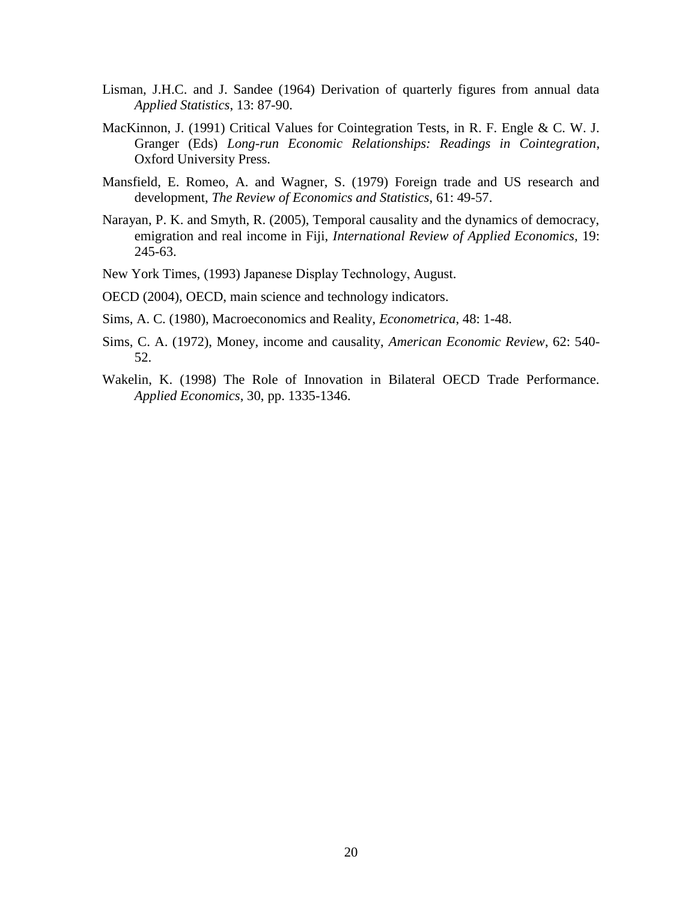Lisman, J.H.C. and J. Sandee (1964) Derivation of quarterly figures from annual data *Applied Statistics*, 13: 87-90.

MacKinnon, J. (1991) Critical Values for Cointegration Tests, in R. F. Engle & C. W. J. Granger (Eds) *Long-run Economic Relationships: Readings in Cointegration*, Oxford University Press.

Mansfield, E. Romeo, A. and Wagner, S. (1979) Foreign trade and US research and development, *The Review of Economics and Statistics*, 61: 49-57.

Narayan, P. K. and Smyth, R. (2005), Temporal causality and the dynamics of democracy, emigration and real income in Fiji, *International Review of Applied Economics*, 19: 245-63.

New York Times, (1993) Japanese Display Technology, August.

OECD (2004), OECD, main science and technology indicators.

Sims, A. C. (1980), Macroeconomics and Reality, *Econometrica*, 48: 1-48.

Sims, C. A. (1972), Money, income and causality, *American Economic Review*, 62: 540-52.

Wakelin, K. (1998) The Role of Innovation in Bilateral OECD Trade Performance. *Applied Economics*, 30, pp. 1335-1346.